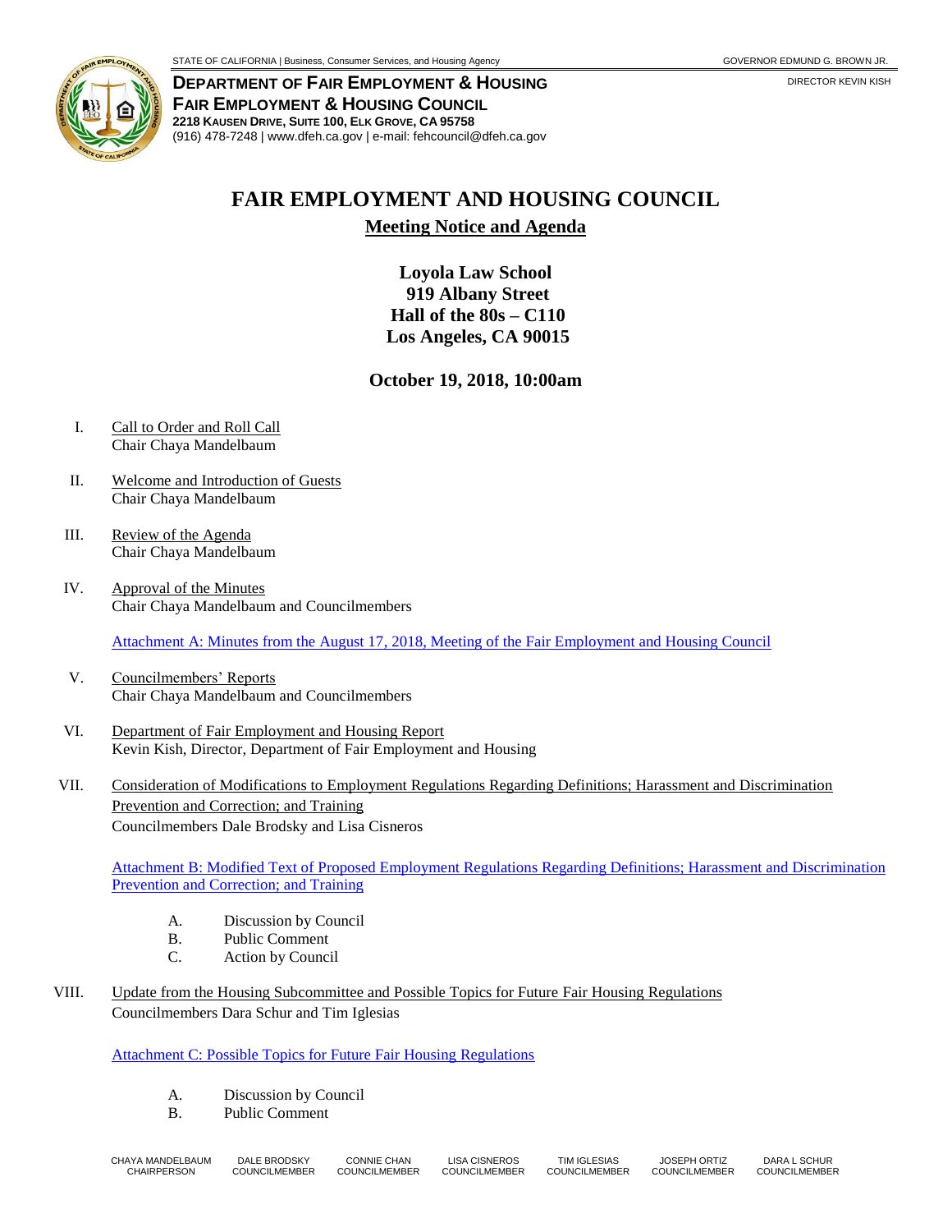STATE OF CALIFORNIA | Business, Consumer Services, and Housing Agency GOVERNOR EDMUND G. BROWN JR.

**DEPARTMENT OF FAIR EMPLOYMENT & HOUSING**
**FAIR EMPLOYMENT & HOUSING COUNCIL**
**2218 KAUSEN DRIVE, SUITE 100, ELK GROVE, CA 95758**
(916) 478-7248 | www.dfeh.ca.gov | e-mail: fehcouncil@dfeh.ca.gov

DIRECTOR KEVIN KISH

# FAIR EMPLOYMENT AND HOUSING COUNCIL

## Meeting Notice and Agenda

**Loyola Law School**
**919 Albany Street**
**Hall of the 80s – C110**
**Los Angeles, CA 90015**

**October 19, 2018, 10:00am**

I. Call to Order and Roll Call
Chair Chaya Mandelbaum

II. Welcome and Introduction of Guests
Chair Chaya Mandelbaum

III. Review of the Agenda
Chair Chaya Mandelbaum

IV. Approval of the Minutes
Chair Chaya Mandelbaum and Councilmembers

Attachment A: Minutes from the August 17, 2018, Meeting of the Fair Employment and Housing Council

V. Councilmembers' Reports
Chair Chaya Mandelbaum and Councilmembers

VI. Department of Fair Employment and Housing Report
Kevin Kish, Director, Department of Fair Employment and Housing

VII. Consideration of Modifications to Employment Regulations Regarding Definitions; Harassment and Discrimination Prevention and Correction; and Training
Councilmembers Dale Brodsky and Lisa Cisneros

Attachment B: Modified Text of Proposed Employment Regulations Regarding Definitions; Harassment and Discrimination Prevention and Correction; and Training

A. Discussion by Council
B. Public Comment
C. Action by Council

VIII. Update from the Housing Subcommittee and Possible Topics for Future Fair Housing Regulations
Councilmembers Dara Schur and Tim Iglesias

Attachment C: Possible Topics for Future Fair Housing Regulations

A. Discussion by Council
B. Public Comment

CHAYA MANDELBAUM CHAIRPERSON | DALE BRODSKY COUNCILMEMBER | CONNIE CHAN COUNCILMEMBER | LISA CISNEROS COUNCILMEMBER | TIM IGLESIAS COUNCILMEMBER | JOSEPH ORTIZ COUNCILMEMBER | DARA L SCHUR COUNCILMEMBER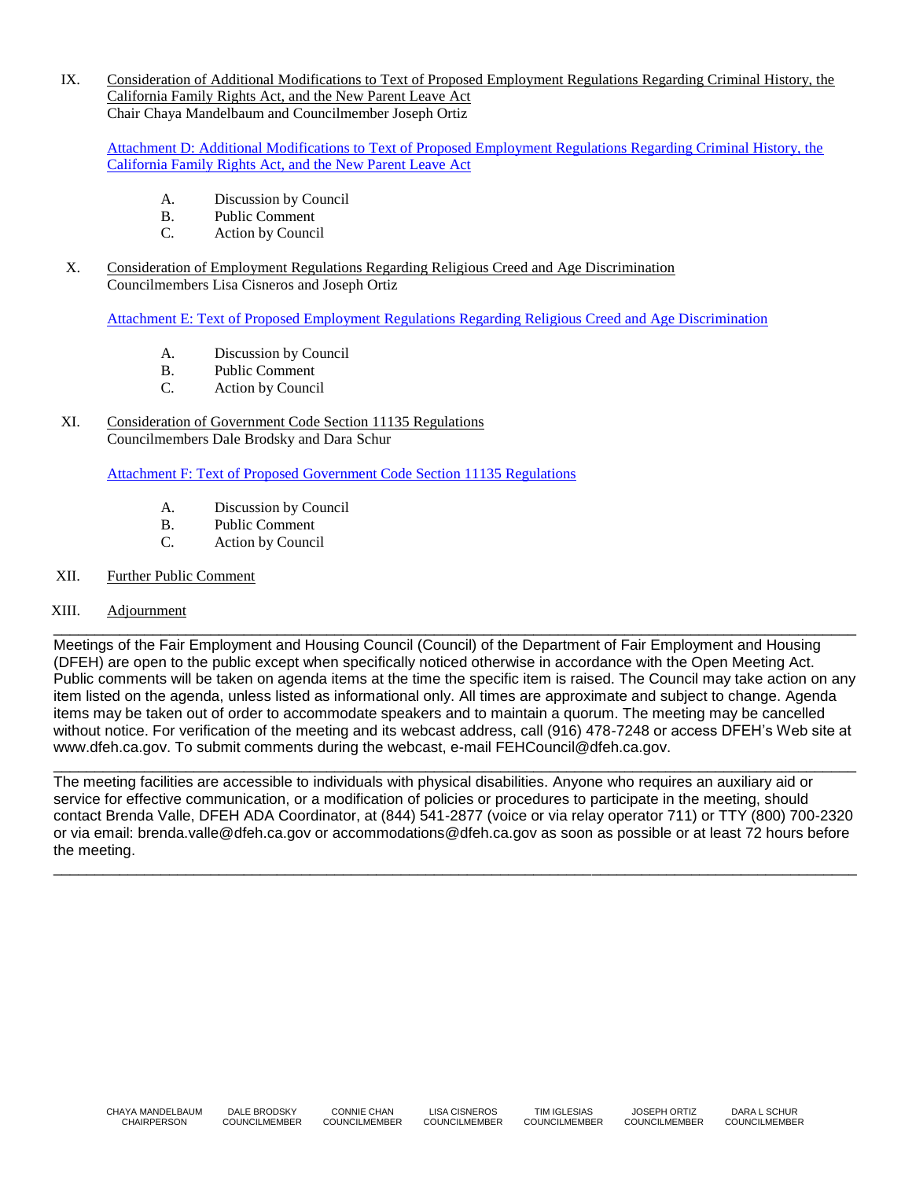IX. Consideration of Additional Modifications to Text of Proposed Employment Regulations Regarding Criminal History, the California Family Rights Act, and the New Parent Leave Act
Chair Chaya Mandelbaum and Councilmember Joseph Ortiz

Attachment D: Additional Modifications to Text of Proposed Employment Regulations Regarding Criminal History, the California Family Rights Act, and the New Parent Leave Act

- A. Discussion by Council
- B. Public Comment
- C. Action by Council

X. Consideration of Employment Regulations Regarding Religious Creed and Age Discrimination
Councilmembers Lisa Cisneros and Joseph Ortiz

Attachment E: Text of Proposed Employment Regulations Regarding Religious Creed and Age Discrimination

- A. Discussion by Council
- B. Public Comment
- C. Action by Council

XI. Consideration of Government Code Section 11135 Regulations
Councilmembers Dale Brodsky and Dara Schur

Attachment F: Text of Proposed Government Code Section 11135 Regulations

- A. Discussion by Council
- B. Public Comment
- C. Action by Council

XII. Further Public Comment

XIII. Adjournment

---

Meetings of the Fair Employment and Housing Council (Council) of the Department of Fair Employment and Housing (DFEH) are open to the public except when specifically noticed otherwise in accordance with the Open Meeting Act. Public comments will be taken on agenda items at the time the specific item is raised. The Council may take action on any item listed on the agenda, unless listed as informational only. All times are approximate and subject to change. Agenda items may be taken out of order to accommodate speakers and to maintain a quorum. The meeting may be cancelled without notice. For verification of the meeting and its webcast address, call (916) 478-7248 or access DFEH's Web site at www.dfeh.ca.gov. To submit comments during the webcast, e-mail FEHCouncil@dfeh.ca.gov.

---

The meeting facilities are accessible to individuals with physical disabilities. Anyone who requires an auxiliary aid or service for effective communication, or a modification of policies or procedures to participate in the meeting, should contact Brenda Valle, DFEH ADA Coordinator, at (844) 541-2877 (voice or via relay operator 711) or TTY (800) 700-2320 or via email: brenda.valle@dfeh.ca.gov or accommodations@dfeh.ca.gov as soon as possible or at least 72 hours before the meeting.

---

CHAYA MANDELBAUM CHAIRPERSON | DALE BRODSKY COUNCILMEMBER | CONNIE CHAN COUNCILMEMBER | LISA CISNEROS COUNCILMEMBER | TIM IGLESIAS COUNCILMEMBER | JOSEPH ORTIZ COUNCILMEMBER | DARA L SCHUR COUNCILMEMBER